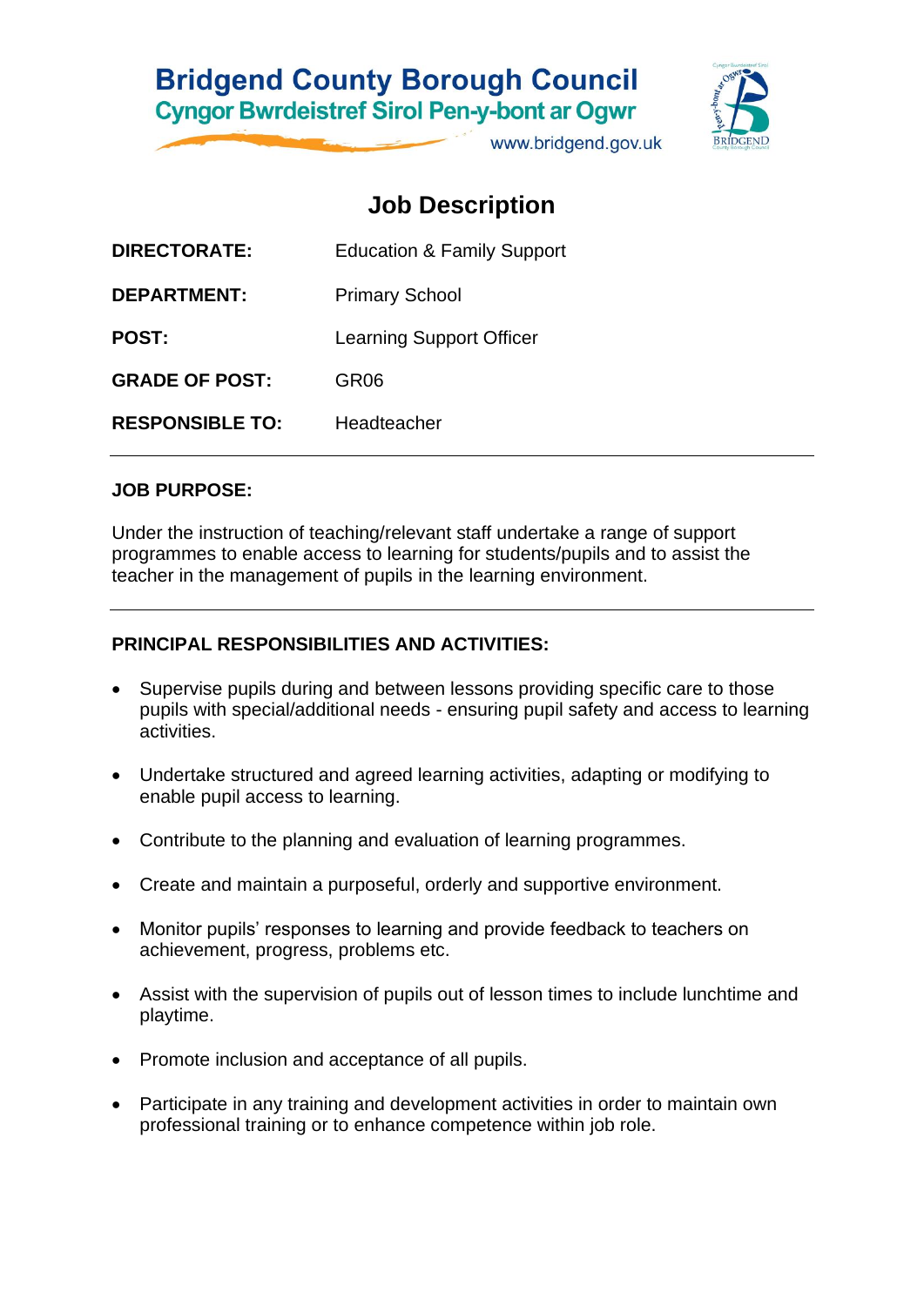**Bridgend County Borough Council**
**Cyngor Bwrdeistref Sirol Pen-y-bont ar Ogwr**
www.bridgend.gov.uk

# Job Description

| | |
|---|---|
| **DIRECTORATE:** | Education & Family Support |
| **DEPARTMENT:** | Primary School |
| **POST:** | Learning Support Officer |
| **GRADE OF POST:** | GR06 |
| **RESPONSIBLE TO:** | Headteacher |

---

## JOB PURPOSE:

Under the instruction of teaching/relevant staff undertake a range of support programmes to enable access to learning for students/pupils and to assist the teacher in the management of pupils in the learning environment.

---

## PRINCIPAL RESPONSIBILITIES AND ACTIVITIES:

- Supervise pupils during and between lessons providing specific care to those pupils with special/additional needs - ensuring pupil safety and access to learning activities.
- Undertake structured and agreed learning activities, adapting or modifying to enable pupil access to learning.
- Contribute to the planning and evaluation of learning programmes.
- Create and maintain a purposeful, orderly and supportive environment.
- Monitor pupils' responses to learning and provide feedback to teachers on achievement, progress, problems etc.
- Assist with the supervision of pupils out of lesson times to include lunchtime and playtime.
- Promote inclusion and acceptance of all pupils.
- Participate in any training and development activities in order to maintain own professional training or to enhance competence within job role.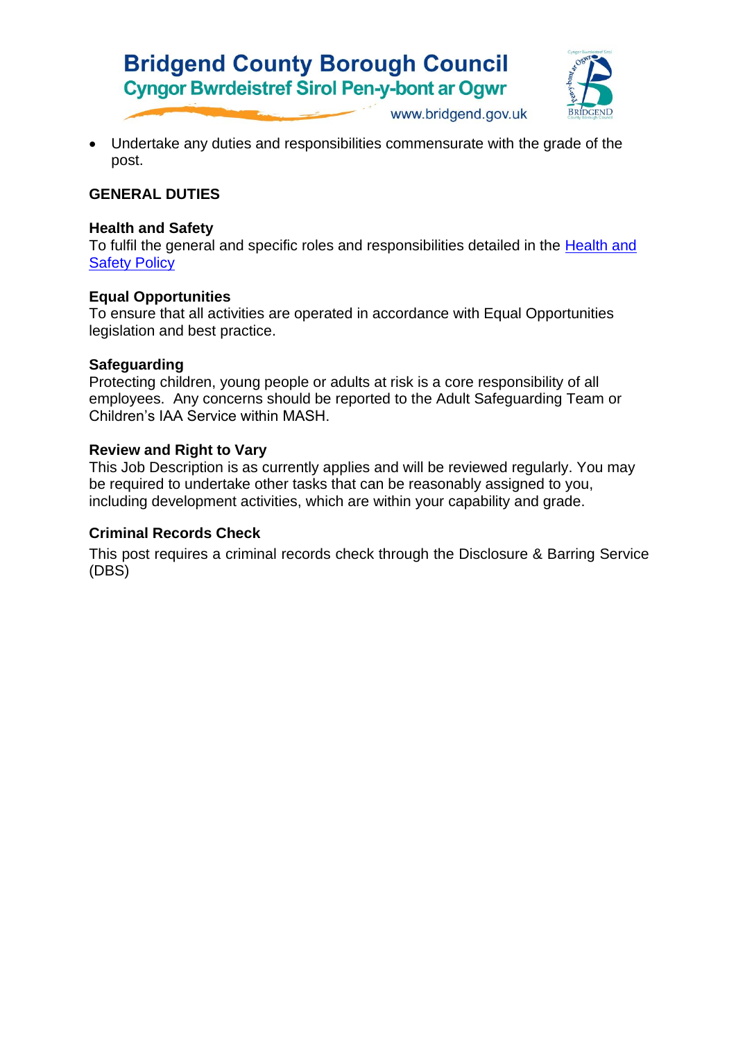- Undertake any duties and responsibilities commensurate with the grade of the post.

## GENERAL DUTIES

### Health and Safety

To fulfil the general and specific roles and responsibilities detailed in the [Health and Safety Policy]

### Equal Opportunities

To ensure that all activities are operated in accordance with Equal Opportunities legislation and best practice.

### Safeguarding

Protecting children, young people or adults at risk is a core responsibility of all employees. Any concerns should be reported to the Adult Safeguarding Team or Children's IAA Service within MASH.

### Review and Right to Vary

This Job Description is as currently applies and will be reviewed regularly. You may be required to undertake other tasks that can be reasonably assigned to you, including development activities, which are within your capability and grade.

### Criminal Records Check

This post requires a criminal records check through the Disclosure & Barring Service (DBS)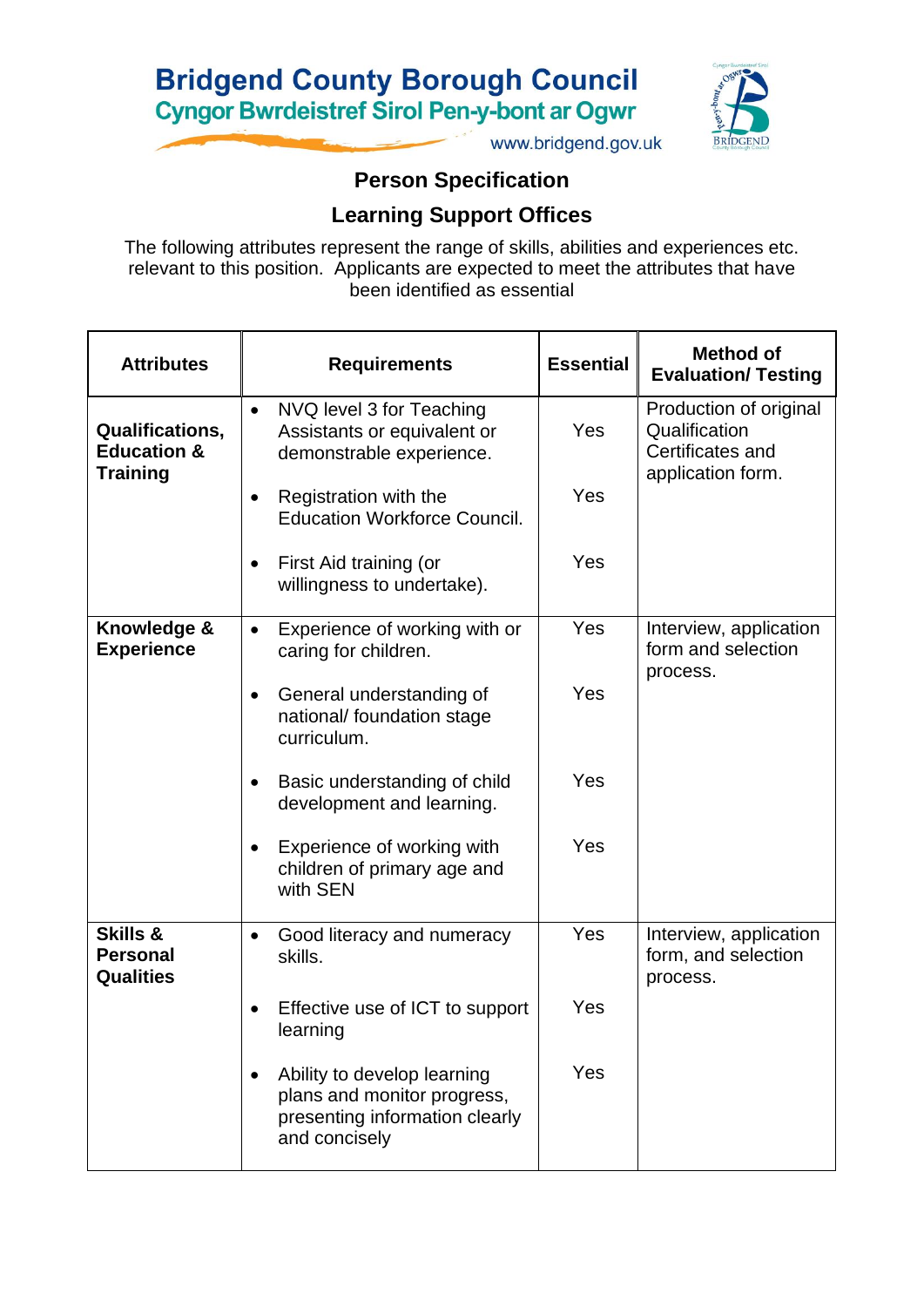**Bridgend County Borough Council**
**Cyngor Bwrdeistref Sirol Pen-y-bont ar Ogwr**
www.bridgend.gov.uk

## Person Specification

## Learning Support Offices

The following attributes represent the range of skills, abilities and experiences etc. relevant to this position. Applicants are expected to meet the attributes that have been identified as essential

| Attributes | Requirements | Essential | Method of Evaluation/ Testing |
|---|---|---|---|
| **Qualifications, Education & Training** | • NVQ level 3 for Teaching Assistants or equivalent or demonstrable experience. | Yes | Production of original Qualification Certificates and application form. |
| | • Registration with the Education Workforce Council. | Yes | |
| | • First Aid training (or willingness to undertake). | Yes | |
| **Knowledge & Experience** | • Experience of working with or caring for children. | Yes | Interview, application form and selection process. |
| | • General understanding of national/ foundation stage curriculum. | Yes | |
| | • Basic understanding of child development and learning. | Yes | |
| | • Experience of working with children of primary age and with SEN | Yes | |
| **Skills & Personal Qualities** | • Good literacy and numeracy skills. | Yes | Interview, application form, and selection process. |
| | • Effective use of ICT to support learning | Yes | |
| | • Ability to develop learning plans and monitor progress, presenting information clearly and concisely | Yes | |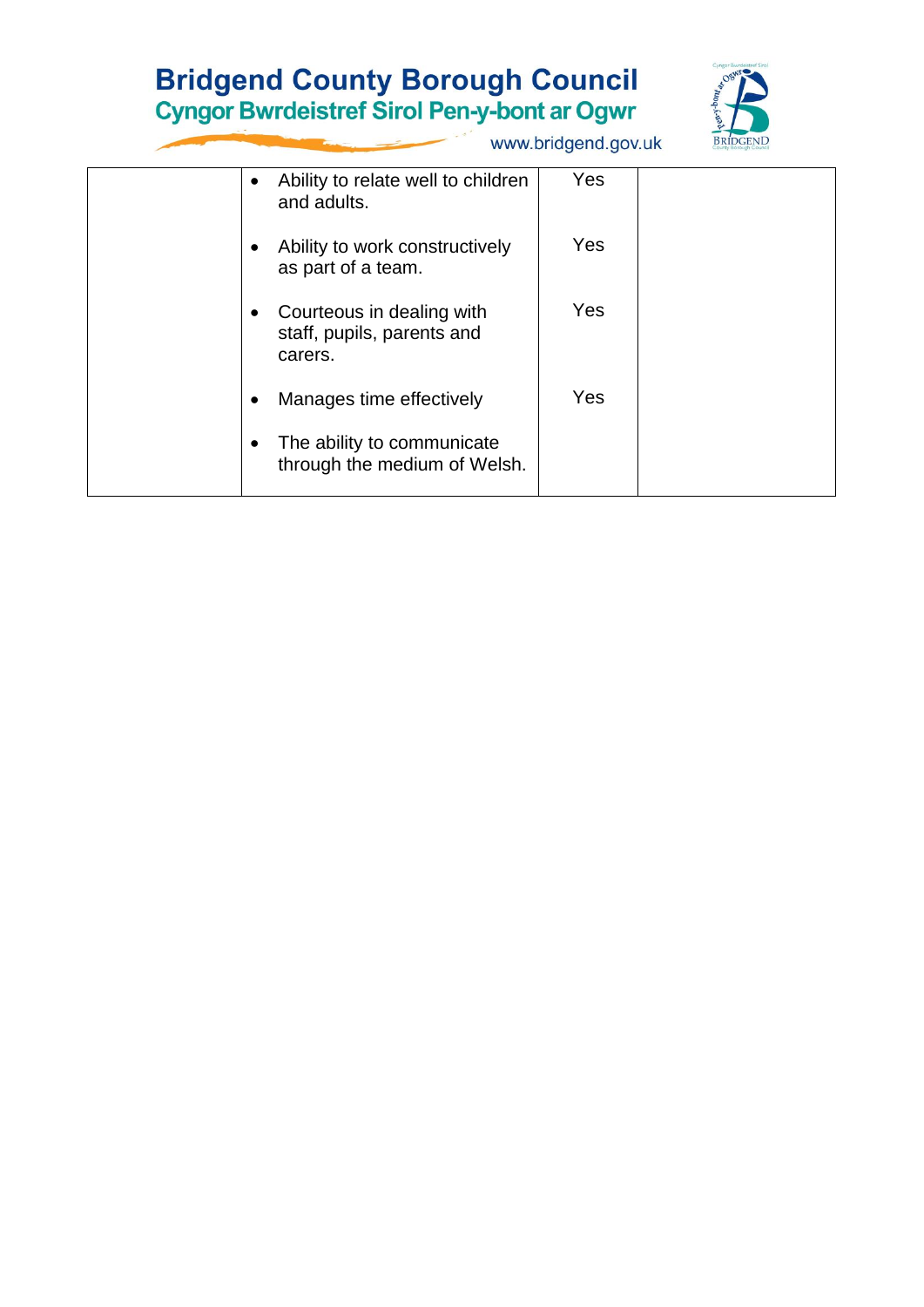| | | | |
|---|---|---|---|
| | • Ability to relate well to children and adults. | Yes | |
| | • Ability to work constructively as part of a team. | Yes | |
| | • Courteous in dealing with staff, pupils, parents and carers. | Yes | |
| | • Manages time effectively | Yes | |
| | • The ability to communicate through the medium of Welsh. | | |